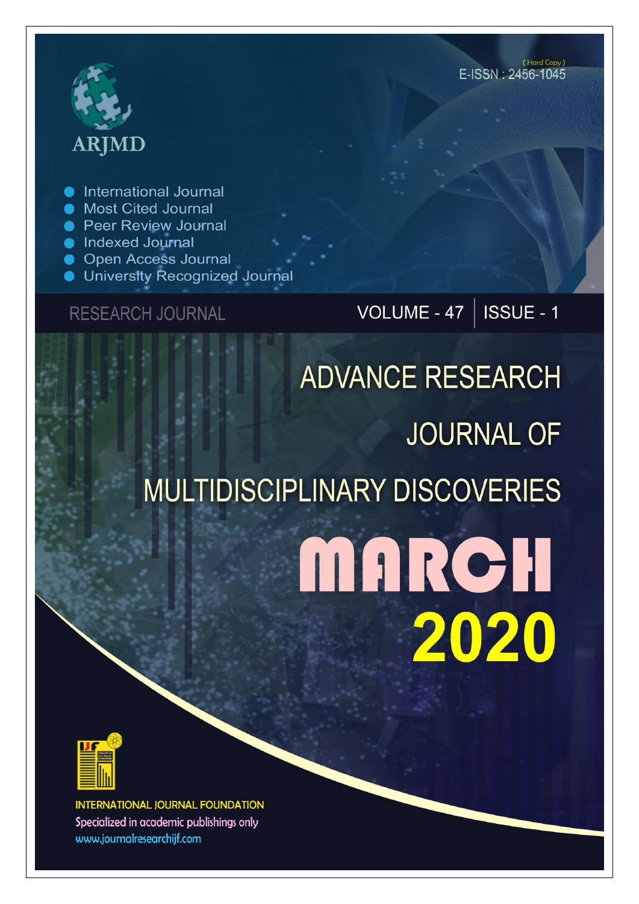ARJMD

(Hard Copy)
E-ISSN : 2456-1045

- International Journal
- Most Cited Journal
- Peer Review Journal
- Indexed Journal
- Open Access Journal
- University Recognized Journal

RESEARCH JOURNAL

VOLUME - 47 | ISSUE - 1

# ADVANCE RESEARCH JOURNAL OF MULTIDISCIPLINARY DISCOVERIES

# MARCH 2020

INTERNATIONAL JOURNAL FOUNDATION

Specialized in academic publishings only

www.journalresearchijf.com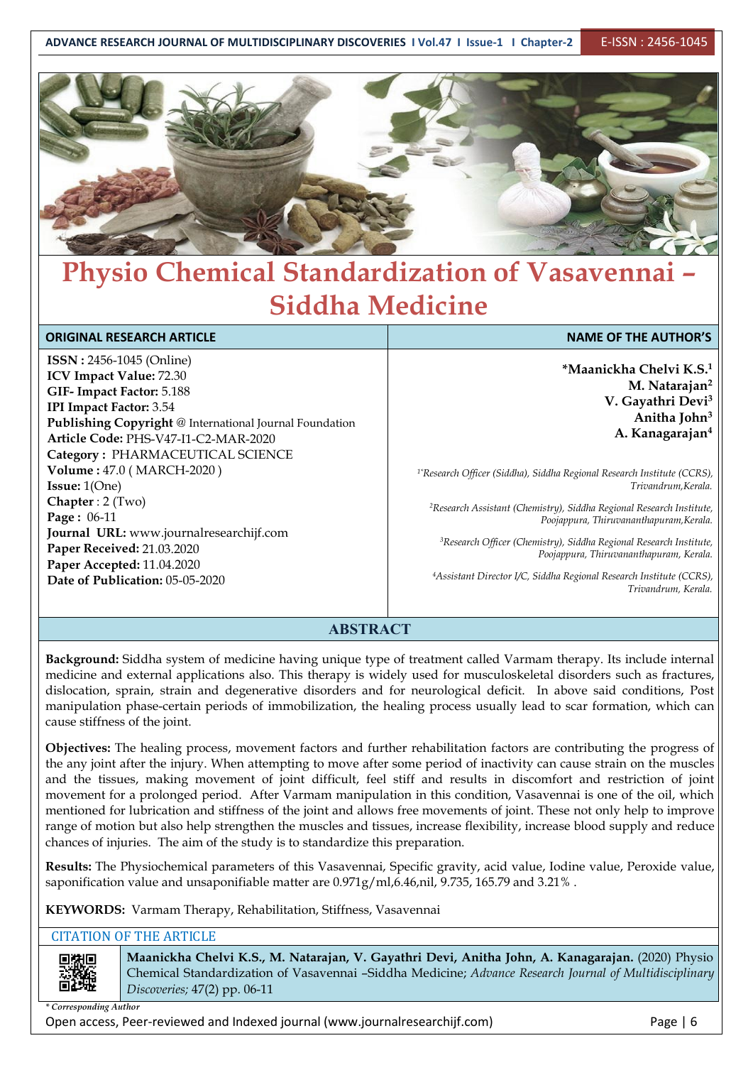# Physio Chemical Standardization of Vasavennai – Siddha Medicine

| ORIGINAL RESEARCH ARTICLE | NAME OF THE AUTHOR'S |
|---|---|
| **ISSN :** 2456-1045 (Online)<br>**ICV Impact Value:** 72.30<br>**GIF- Impact Factor:** 5.188<br>**IPI Impact Factor:** 3.54<br>**Publishing Copyright** @ International Journal Foundation<br>**Article Code:** PHS-V47-I1-C2-MAR-2020<br>**Category :** PHARMACEUTICAL SCIENCE<br>**Volume :** 47.0 ( MARCH-2020 )<br>**Issue:** 1(One)<br>**Chapter** : 2 (Two)<br>**Page :** 06-11<br>**Journal URL:** www.journalresearchijf.com<br>**Paper Received:** 21.03.2020<br>**Paper Accepted:** 11.04.2020<br>**Date of Publication:** 05-05-2020 | **\*Maanickha Chelvi K.S.[1]**<br>**M. Natarajan[2]**<br>**V. Gayathri Devi[3]**<br>**Anitha John[3]**<br>**A. Kanagarajan[4]**<br><br>*[1\*]Research Officer (Siddha), Siddha Regional Research Institute (CCRS), Trivandrum,Kerala.*<br>*[2]Research Assistant (Chemistry), Siddha Regional Research Institute, Poojappura, Thiruvananthapuram,Kerala.*<br>*[3]Research Officer (Chemistry), Siddha Regional Research Institute, Poojappura, Thiruvananthapuram, Kerala.*<br>*[4]Assistant Director I/C, Siddha Regional Research Institute (CCRS), Trivandrum, Kerala.* |

## ABSTRACT

**Background:** Siddha system of medicine having unique type of treatment called Varmam therapy. Its include internal medicine and external applications also. This therapy is widely used for musculoskeletal disorders such as fractures, dislocation, sprain, strain and degenerative disorders and for neurological deficit. In above said conditions, Post manipulation phase-certain periods of immobilization, the healing process usually lead to scar formation, which can cause stiffness of the joint.

**Objectives:** The healing process, movement factors and further rehabilitation factors are contributing the progress of the any joint after the injury. When attempting to move after some period of inactivity can cause strain on the muscles and the tissues, making movement of joint difficult, feel stiff and results in discomfort and restriction of joint movement for a prolonged period. After Varmam manipulation in this condition, Vasavennai is one of the oil, which mentioned for lubrication and stiffness of the joint and allows free movements of joint. These not only help to improve range of motion but also help strengthen the muscles and tissues, increase flexibility, increase blood supply and reduce chances of injuries. The aim of the study is to standardize this preparation.

**Results:** The Physiochemical parameters of this Vasavennai, Specific gravity, acid value, Iodine value, Peroxide value, saponification value and unsaponifiable matter are 0.971g/ml,6.46,nil, 9.735, 165.79 and 3.21% .

**KEYWORDS:** Varmam Therapy, Rehabilitation, Stiffness, Vasavennai

CITATION OF THE ARTICLE

**Maanickha Chelvi K.S., M. Natarajan, V. Gayathri Devi, Anitha John, A. Kanagarajan.** (2020) Physio Chemical Standardization of Vasavennai –Siddha Medicine; *Advance Research Journal of Multidisciplinary Discoveries;* 47(2) pp. 06-11

*\* Corresponding Author*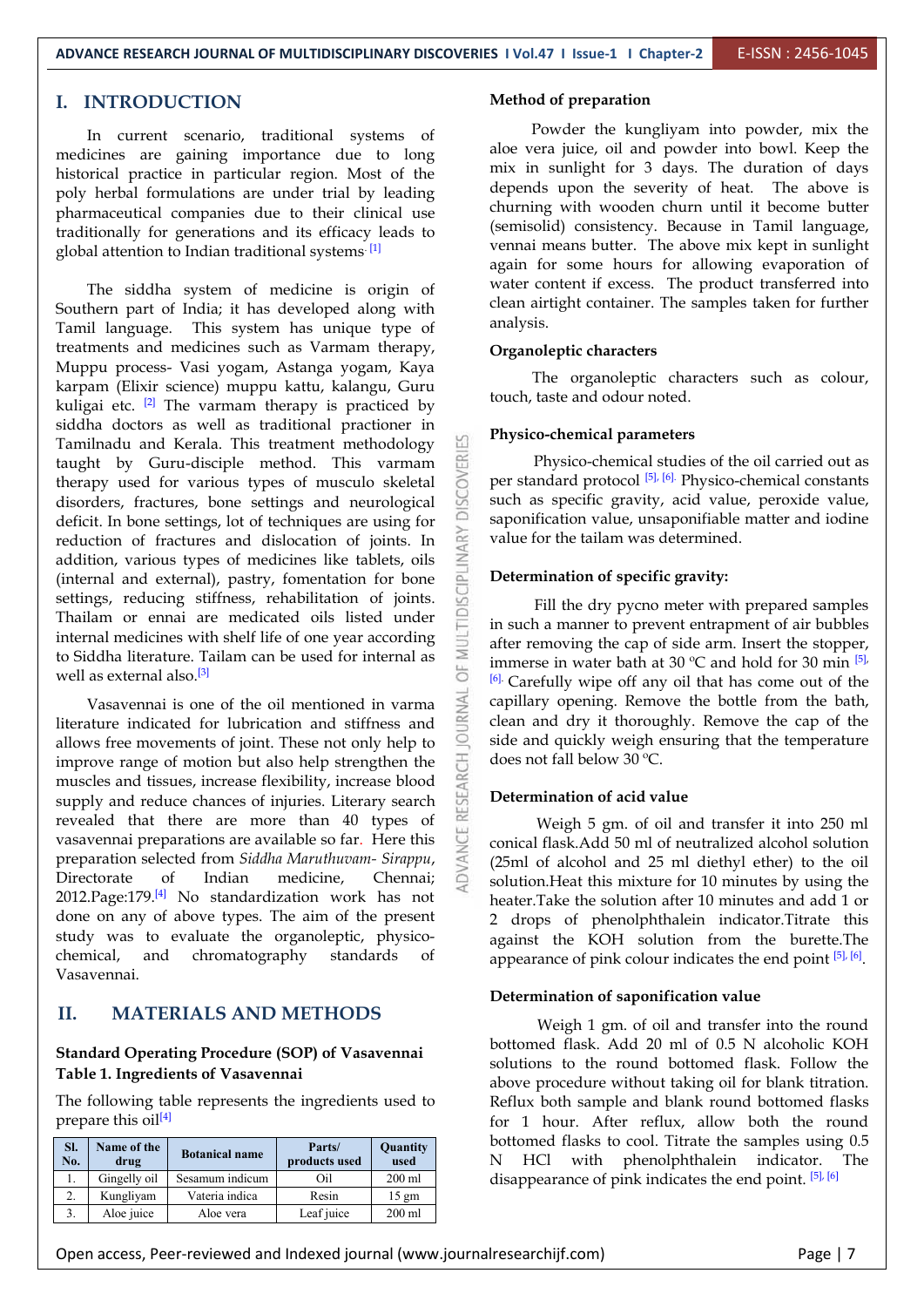# I. INTRODUCTION

In current scenario, traditional systems of medicines are gaining importance due to long historical practice in particular region. Most of the poly herbal formulations are under trial by leading pharmaceutical companies due to their clinical use traditionally for generations and its efficacy leads to global attention to Indian traditional systems.[1]

The siddha system of medicine is origin of Southern part of India; it has developed along with Tamil language. This system has unique type of treatments and medicines such as Varmam therapy, Muppu process- Vasi yogam, Astanga yogam, Kaya karpam (Elixir science) muppu kattu, kalangu, Guru kuligai etc. [2] The varmam therapy is practiced by siddha doctors as well as traditional practioner in Tamilnadu and Kerala. This treatment methodology taught by Guru-disciple method. This varmam therapy used for various types of musculo skeletal disorders, fractures, bone settings and neurological deficit. In bone settings, lot of techniques are using for reduction of fractures and dislocation of joints. In addition, various types of medicines like tablets, oils (internal and external), pastry, fomentation for bone settings, reducing stiffness, rehabilitation of joints. Thailam or ennai are medicated oils listed under internal medicines with shelf life of one year according to Siddha literature. Tailam can be used for internal as well as external also.[3]

Vasavennai is one of the oil mentioned in varma literature indicated for lubrication and stiffness and allows free movements of joint. These not only help to improve range of motion but also help strengthen the muscles and tissues, increase flexibility, increase blood supply and reduce chances of injuries. Literary search revealed that there are more than 40 types of vasavennai preparations are available so far. Here this preparation selected from *Siddha Maruthuvam- Sirappu*, Directorate of Indian medicine, Chennai; 2012.Page:179.[4] No standardization work has not done on any of above types. The aim of the present study was to evaluate the organoleptic, physico-chemical, and chromatography standards of Vasavennai.

# II. MATERIALS AND METHODS

**Standard Operating Procedure (SOP) of Vasavennai**

**Table 1. Ingredients of Vasavennai**

The following table represents the ingredients used to prepare this oil[4]

| Sl. No. | Name of the drug | Botanical name | Parts/ products used | Quantity used |
|---|---|---|---|---|
| 1. | Gingelly oil | Sesamum indicum | Oil | 200 ml |
| 2. | Kungliyam | Vateria indica | Resin | 15 gm |
| 3. | Aloe juice | Aloe vera | Leaf juice | 200 ml |

**Method of preparation**

Powder the kungliyam into powder, mix the aloe vera juice, oil and powder into bowl. Keep the mix in sunlight for 3 days. The duration of days depends upon the severity of heat. The above is churning with wooden churn until it become butter (semisolid) consistency. Because in Tamil language, vennai means butter. The above mix kept in sunlight again for some hours for allowing evaporation of water content if excess. The product transferred into clean airtight container. The samples taken for further analysis.

**Organoleptic characters**

The organoleptic characters such as colour, touch, taste and odour noted.

**Physico-chemical parameters**

Physico-chemical studies of the oil carried out as per standard protocol [5], [6]. Physico-chemical constants such as specific gravity, acid value, peroxide value, saponification value, unsaponifiable matter and iodine value for the tailam was determined.

**Determination of specific gravity:**

Fill the dry pycno meter with prepared samples in such a manner to prevent entrapment of air bubbles after removing the cap of side arm. Insert the stopper, immerse in water bath at 30 ºC and hold for 30 min [5], [6]. Carefully wipe off any oil that has come out of the capillary opening. Remove the bottle from the bath, clean and dry it thoroughly. Remove the cap of the side and quickly weigh ensuring that the temperature does not fall below 30 ºC.

**Determination of acid value**

Weigh 5 gm. of oil and transfer it into 250 ml conical flask.Add 50 ml of neutralized alcohol solution (25ml of alcohol and 25 ml diethyl ether) to the oil solution.Heat this mixture for 10 minutes by using the heater.Take the solution after 10 minutes and add 1 or 2 drops of phenolphthalein indicator.Titrate this against the KOH solution from the burette.The appearance of pink colour indicates the end point [5], [6].

**Determination of saponification value**

Weigh 1 gm. of oil and transfer into the round bottomed flask. Add 20 ml of 0.5 N alcoholic KOH solutions to the round bottomed flask. Follow the above procedure without taking oil for blank titration. Reflux both sample and blank round bottomed flasks for 1 hour. After reflux, allow both the round bottomed flasks to cool. Titrate the samples using 0.5 N HCl with phenolphthalein indicator. The disappearance of pink indicates the end point. [5], [6]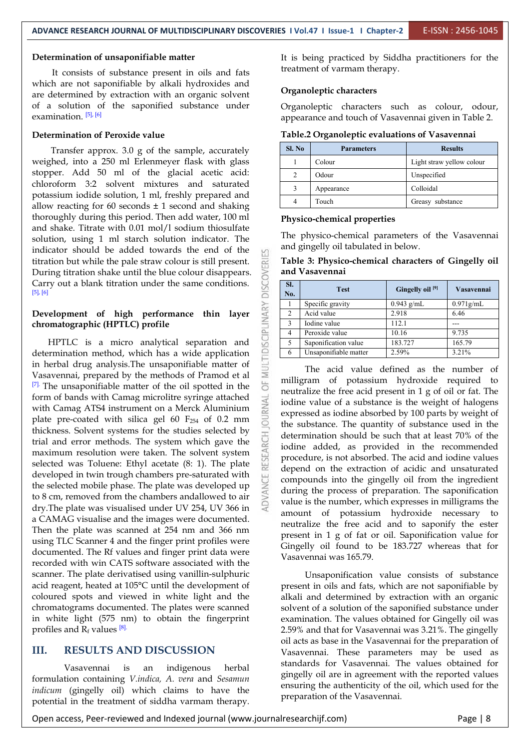### Determination of unsaponifiable matter

It consists of substance present in oils and fats which are not saponifiable by alkali hydroxides and are determined by extraction with an organic solvent of a solution of the saponified substance under examination. [5], [6]

### Determination of Peroxide value

Transfer approx. 3.0 g of the sample, accurately weighed, into a 250 ml Erlenmeyer flask with glass stopper. Add 50 ml of the glacial acetic acid: chloroform 3:2 solvent mixtures and saturated potassium iodide solution, 1 ml, freshly prepared and allow reacting for 60 seconds ± 1 second and shaking thoroughly during this period. Then add water, 100 ml and shake. Titrate with 0.01 mol/l sodium thiosulfate solution, using 1 ml starch solution indicator. The indicator should be added towards the end of the titration but while the pale straw colour is still present. During titration shake until the blue colour disappears. Carry out a blank titration under the same conditions. [5], [6]

### Development of high performance thin layer chromatographic (HPTLC) profile

HPTLC is a micro analytical separation and determination method, which has a wide application in herbal drug analysis.The unsaponifiable matter of Vasavennai, prepared by the methods of Pramod et al [7]. The unsaponifiable matter of the oil spotted in the form of bands with Camag microlitre syringe attached with Camag ATS4 instrument on a Merck Aluminium plate pre-coated with silica gel 60 $F_{254}$ of 0.2 mm thickness. Solvent systems for the studies selected by trial and error methods. The system which gave the maximum resolution were taken. The solvent system selected was Toluene: Ethyl acetate (8: 1). The plate developed in twin trough chambers pre-saturated with the selected mobile phase. The plate was developed up to 8 cm, removed from the chambers andallowed to air dry.The plate was visualised under UV 254, UV 366 in a CAMAG visualise and the images were documented. Then the plate was scanned at 254 nm and 366 nm using TLC Scanner 4 and the finger print profiles were documented. The Rf values and finger print data were recorded with win CATS software associated with the scanner. The plate derivatised using vanillin-sulphuric acid reagent, heated at 105°C until the development of coloured spots and viewed in white light and the chromatograms documented. The plates were scanned in white light (575 nm) to obtain the fingerprint profiles and $R_f$ values [8].

## III. RESULTS AND DISCUSSION

Vasavennai is an indigenous herbal formulation containing *V.indica, A. vera* and *Sesamun indicum* (gingelly oil) which claims to have the potential in the treatment of siddha varmam therapy. It is being practiced by Siddha practitioners for the treatment of varmam therapy.

### Organoleptic characters

Organoleptic characters such as colour, odour, appearance and touch of Vasavennai given in Table 2.

**Table.2 Organoleptic evaluations of Vasavennai**

| Sl. No | Parameters | Results |
|---|---|---|
| 1 | Colour | Light straw yellow colour |
| 2 | Odour | Unspecified |
| 3 | Appearance | Colloidal |
| 4 | Touch | Greasy substance |

### Physico-chemical properties

The physico-chemical parameters of the Vasavennai and gingelly oil tabulated in below.

**Table 3: Physico-chemical characters of Gingelly oil and Vasavennai**

| Sl. No. | Test | Gingelly oil [9] | Vasavennai |
|---|---|---|---|
| 1 | Specific gravity | 0.943 g/mL | 0.971g/mL |
| 2 | Acid value | 2.918 | 6.46 |
| 3 | Iodine value | 112.1 | --- |
| 4 | Peroxide value | 10.16 | 9.735 |
| 5 | Saponification value | 183.727 | 165.79 |
| 6 | Unsaponifiable matter | 2.59% | 3.21% |

The acid value defined as the number of milligram of potassium hydroxide required to neutralize the free acid present in 1 g of oil or fat. The iodine value of a substance is the weight of halogens expressed as iodine absorbed by 100 parts by weight of the substance. The quantity of substance used in the determination should be such that at least 70% of the iodine added, as provided in the recommended procedure, is not absorbed. The acid and iodine values depend on the extraction of acidic and unsaturated compounds into the gingelly oil from the ingredient during the process of preparation. The saponification value is the number, which expresses in milligrams the amount of potassium hydroxide necessary to neutralize the free acid and to saponify the ester present in 1 g of fat or oil. Saponification value for Gingelly oil found to be 183.727 whereas that for Vasavennai was 165.79.

Unsaponification value consists of substance present in oils and fats, which are not saponifiable by alkali and determined by extraction with an organic solvent of a solution of the saponified substance under examination. The values obtained for Gingelly oil was 2.59% and that for Vasavennai was 3.21%. The gingelly oil acts as base in the Vasavennai for the preparation of Vasavennai. These parameters may be used as standards for Vasavennai. The values obtained for gingelly oil are in agreement with the reported values ensuring the authenticity of the oil, which used for the preparation of the Vasavennai.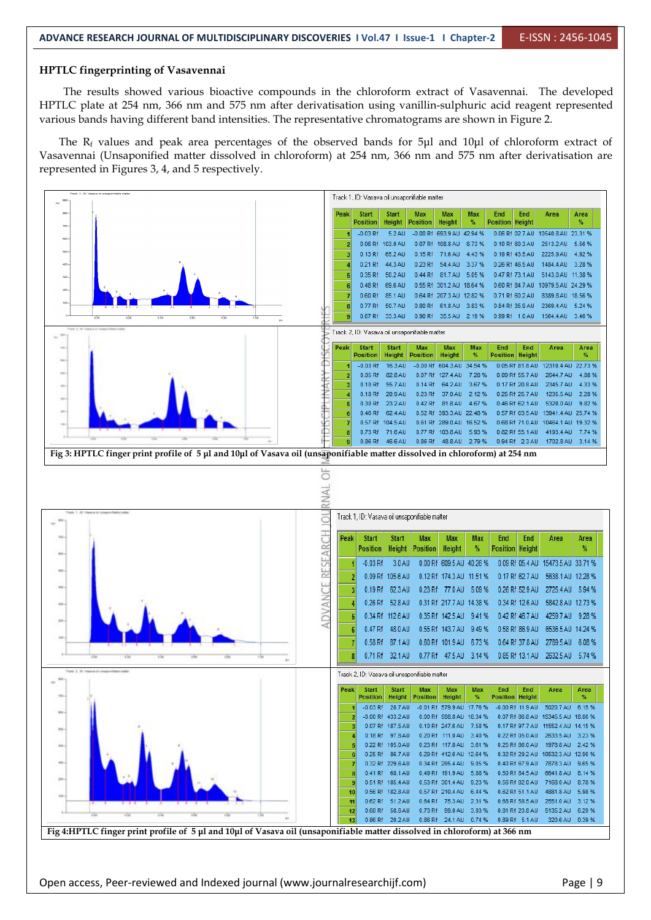## HPTLC fingerprinting of Vasavennai

The results showed various bioactive compounds in the chloroform extract of Vasavennai. The developed HPTLC plate at 254 nm, 366 nm and 575 nm after derivatisation using vanillin-sulphuric acid reagent represented various bands having different band intensities. The representative chromatograms are shown in Figure 2.

The $R_f$ values and peak area percentages of the observed bands for 5µl and 10µl of chloroform extract of Vasavennai (Unsaponified matter dissolved in chloroform) at 254 nm, 366 nm and 575 nm after derivatisation are represented in Figures 3, 4, and 5 respectively.

Track 1, ID: Vasava oil unsaponifiable matter

| Peak | Start Position | Start Height | Max Position | Max Height | Max % | End Position | End Height | Area | Area % |
|---|---|---|---|---|---|---|---|---|---|
| 1 | -0.03 Rf | 5.2 AU | -0.00 Rf | 693.9 AU | 42.94 % | 0.06 Rf | 102.7 AU | 10540.8 AU | 23.31 % |
| 2 | 0.06 Rf | 103.0 AU | 0.07 Rf | 108.8 AU | 6.73 % | 0.10 Rf | 60.3 AU | 2513.2 AU | 5.56 % |
| 3 | 0.13 Rf | 65.2 AU | 0.15 Rf | 71.6 AU | 4.43 % | 0.19 Rf | 43.5 AU | 2225.9 AU | 4.92 % |
| 4 | 0.21 Rf | 44.3 AU | 0.23 Rf | 54.4 AU | 3.37 % | 0.26 Rf | 46.5 AU | 1484.4 AU | 3.28 % |
| 5 | 0.35 Rf | 50.2 AU | 0.44 Rf | 81.7 AU | 5.05 % | 0.47 Rf | 73.1 AU | 5143.0 AU | 11.38 % |
| 6 | 0.48 Rf | 69.6 AU | 0.55 Rf | 301.2 AU | 18.64 % | 0.60 Rf | 84.7 AU | 10979.5 AU | 24.29 % |
| 7 | 0.60 Rf | 85.1 AU | 0.64 Rf | 207.3 AU | 12.82 % | 0.71 Rf | 60.2 AU | 8389.8 AU | 18.56 % |
| 8 | 0.77 Rf | 50.7 AU | 0.80 Rf | 61.8 AU | 3.83 % | 0.84 Rf | 35.0 AU | 2369.4 AU | 5.24 % |
| 9 | 0.87 Rf | 33.3 AU | 0.90 Rf | 35.5 AU | 2.19 % | 0.99 Rf | 1.0 AU | 1564.4 AU | 3.46 % |

Track 2, ID: Vasava oil unsaponifiable matter

| Peak | Start Position | Start Height | Max Position | Max Height | Max % | End Position | End Height | Area | Area % |
|---|---|---|---|---|---|---|---|---|---|
| 1 | -0.03 Rf | 16.3 AU | -0.00 Rf | 604.3 AU | 34.54 % | 0.05 Rf | 81.8 AU | 12310.4 AU | 22.73 % |
| 2 | 0.05 Rf | 82.8 AU | 0.07 Rf | 127.4 AU | 7.28 % | 0.09 Rf | 55.7 AU | 2644.7 AU | 4.88 % |
| 3 | 0.10 Rf | 55.7 AU | 0.14 Rf | 64.2 AU | 3.67 % | 0.17 Rf | 20.8 AU | 2345.7 AU | 4.33 % |
| 4 | 0.18 Rf | 20.9 AU | 0.23 Rf | 37.0 AU | 2.12 % | 0.25 Rf | 25.7 AU | 1235.5 AU | 2.28 % |
| 5 | 0.30 Rf | 23.2 AU | 0.42 Rf | 81.8 AU | 4.67 % | 0.46 Rf | 62.1 AU | 5320.0 AU | 9.82 % |
| 6 | 0.46 Rf | 62.4 AU | 0.52 Rf | 393.3 AU | 22.48 % | 0.57 Rf | 103.5 AU | 13941.4 AU | 25.74 % |
| 7 | 0.57 Rf | 104.5 AU | 0.61 Rf | 289.0 AU | 16.52 % | 0.68 Rf | 71.0 AU | 10464.1 AU | 19.32 % |
| 8 | 0.73 Rf | 71.6 AU | 0.77 Rf | 103.6 AU | 5.93 % | 0.82 Rf | 55.1 AU | 4193.4 AU | 7.74 % |
| 9 | 0.86 Rf | 46.6 AU | 0.86 Rf | 48.8 AU | 2.79 % | 0.94 Rf | 2.3 AU | 1702.8 AU | 3.14 % |

**Fig 3: HPTLC finger print profile of 5 µl and 10µl of Vasava oil (unsaponifiable matter dissolved in chloroform) at 254 nm**

Track 1, ID: Vasava oil unsaponifiable matter

| Peak | Start Position | Start Height | Max Position | Max Height | Max % | End Position | End Height | Area | Area % |
|---|---|---|---|---|---|---|---|---|---|
| 1 | -0.03 Rf | 3.0 AU | 0.00 Rf | 609.5 AU | 40.26 % | 0.09 Rf | 105.4 AU | 15473.5 AU | 33.71 % |
| 2 | 0.09 Rf | 105.6 AU | 0.12 Rf | 174.3 AU | 11.51 % | 0.17 Rf | 62.7 AU | 5638.1 AU | 12.28 % |
| 3 | 0.19 Rf | 62.3 AU | 0.23 Rf | 77.0 AU | 5.09 % | 0.26 Rf | 52.9 AU | 2725.4 AU | 5.94 % |
| 4 | 0.26 Rf | 52.8 AU | 0.31 Rf | 217.7 AU | 14.38 % | 0.34 Rf | 112.6 AU | 5842.8 AU | 12.73 % |
| 5 | 0.34 Rf | 112.6 AU | 0.35 Rf | 142.5 AU | 9.41 % | 0.42 Rf | 46.7 AU | 4259.7 AU | 9.28 % |
| 6 | 0.47 Rf | 48.0 AU | 0.55 Rf | 143.7 AU | 9.49 % | 0.58 Rf | 88.9 AU | 6536.5 AU | 14.24 % |
| 7 | 0.58 Rf | 87.1 AU | 0.60 Rf | 101.9 AU | 6.73 % | 0.64 Rf | 37.8 AU | 2789.5 AU | 6.08 % |
| 8 | 0.71 Rf | 32.1 AU | 0.77 Rf | 47.5 AU | 3.14 % | 0.85 Rf | 13.1 AU | 2632.5 AU | 5.74 % |

Track 2, ID: Vasava oil unsaponifiable matter

| Peak | Start Position | Start Height | Max Position | Max Height | Max % | End Position | End Height | Area | Area % |
|---|---|---|---|---|---|---|---|---|---|
| 1 | -0.03 Rf | 28.7 AU | -0.01 Rf | 579.9 AU | 17.76 % | -0.00 Rf | 111.9 AU | 5020.7 AU | 6.15 % |
| 2 | -0.00 Rf | 433.2 AU | 0.00 Rf | 598.8 AU | 18.34 % | 0.07 Rf | 86.8 AU | 15345.5 AU | 18.80 % |
| 3 | 0.07 Rf | 187.5 AU | 0.10 Rf | 247.6 AU | 7.58 % | 0.17 Rf | 97.7 AU | 11552.4 AU | 14.15 % |
| 4 | 0.18 Rf | 97.8 AU | 0.20 Rf | 111.0 AU | 3.40 % | 0.22 Rf | 105.0 AU | 2633.5 AU | 3.23 % |
| 5 | 0.22 Rf | 105.0 AU | 0.23 Rf | 117.8 AU | 3.61 % | 0.25 Rf | 86.0 AU | 1978.6 AU | 2.42 % |
| 6 | 0.25 Rf | 86.7 AU | 0.29 Rf | 412.6 AU | 12.64 % | 0.32 Rf | 229.2 AU | 10532.3 AU | 12.90 % |
| 7 | 0.32 Rf | 229.6 AU | 0.34 Rf | 295.4 AU | 9.05 % | 0.40 Rf | 67.9 AU | 7878.3 AU | 9.65 % |
| 8 | 0.41 Rf | 68.1 AU | 0.49 Rf | 191.9 AU | 5.88 % | 0.50 Rf | 184.5 AU | 6641.8 AU | 8.14 % |
| 9 | 0.51 Rf | 185.4 AU | 0.53 Rf | 301.4 AU | 9.23 % | 0.56 Rf | 182.0 AU | 7168.0 AU | 8.78 % |
| 10 | 0.56 Rf | 182.8 AU | 0.57 Rf | 210.4 AU | 6.44 % | 0.62 Rf | 51.1 AU | 4881.8 AU | 5.98 % |
| 11 | 0.62 Rf | 51.2 AU | 0.64 Rf | 75.3 AU | 2.31 % | 0.68 Rf | 58.5 AU | 2551.0 AU | 3.12 % |
| 12 | 0.68 Rf | 58.6 AU | 0.73 Rf | 99.0 AU | 3.03 % | 0.81 Rf | 23.6 AU | 5135.2 AU | 6.29 % |
| 13 | 0.86 Rf | 20.2 AU | 0.88 Rf | 24.1 AU | 0.74 % | 0.89 Rf | 5.1 AU | 320.6 AU | 0.39 % |

**Fig 4:HPTLC finger print profile of 5 µl and 10µl of Vasava oil (unsaponifiable matter dissolved in chloroform) at 366 nm**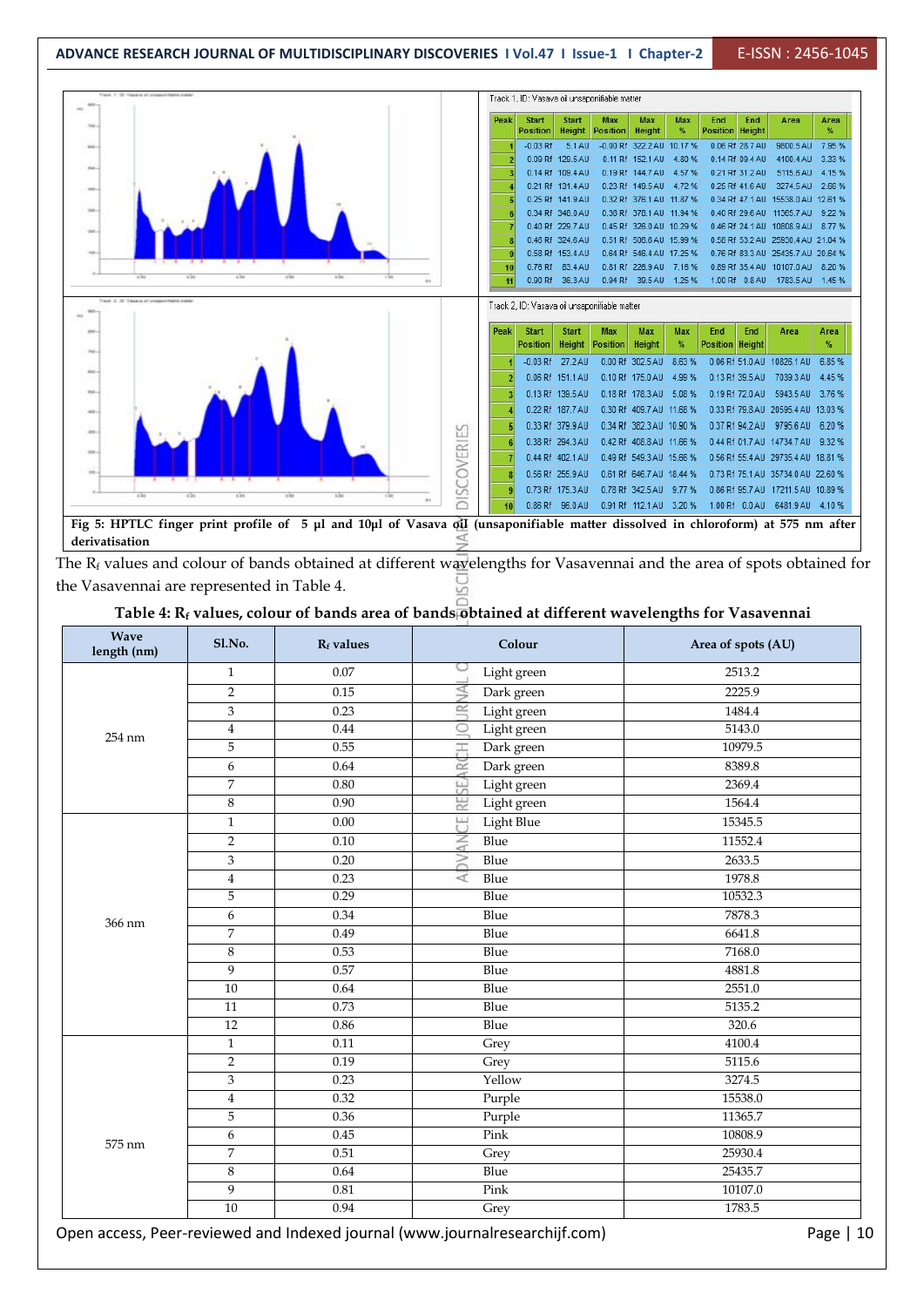Track 1, ID: Vasava oil unsaponifiable matter

| Peak | Start Position | Start Height | Max Position | Max Height | Max % | End Position | End Height | Area | Area % |
|---|---|---|---|---|---|---|---|---|---|
| 1 | -0.03 Rf | 5.1 AU | -0.00 Rf | 322.2 AU | 10.17 % | 0.06 Rf | 28.7 AU | 9800.5 AU | 7.95 % |
| 2 | 0.09 Rf | 129.5 AU | 0.11 Rf | 152.1 AU | 4.80 % | 0.14 Rf | 09.4 AU | 4100.4 AU | 3.33 % |
| 3 | 0.14 Rf | 109.4 AU | 0.19 Rf | 144.7 AU | 4.57 % | 0.21 Rf | 31.2 AU | 5115.6 AU | 4.15 % |
| 4 | 0.21 Rf | 131.4 AU | 0.23 Rf | 149.5 AU | 4.72 % | 0.25 Rf | 41.6 AU | 3274.5 AU | 2.66 % |
| 5 | 0.25 Rf | 141.9 AU | 0.32 Rf | 376.1 AU | 11.87 % | 0.34 Rf | 47.1 AU | 15538.0 AU | 12.61 % |
| 6 | 0.34 Rf | 348.0 AU | 0.36 Rf | 378.1 AU | 11.94 % | 0.40 Rf | 29.6 AU | 11365.7 AU | 9.22 % |
| 7 | 0.40 Rf | 229.7 AU | 0.45 Rf | 326.0 AU | 10.29 % | 0.46 Rf | 24.1 AU | 10808.9 AU | 8.77 % |
| 8 | 0.46 Rf | 324.6 AU | 0.51 Rf | 506.6 AU | 15.99 % | 0.58 Rf | 53.2 AU | 25930.4 AU | 21.04 % |
| 9 | 0.58 Rf | 153.4 AU | 0.64 Rf | 546.4 AU | 17.25 % | 0.76 Rf | 83.3 AU | 25435.7 AU | 20.64 % |
| 10 | 0.76 Rf | 83.4 AU | 0.81 Rf | 226.9 AU | 7.16 % | 0.89 Rf | 35.4 AU | 10107.0 AU | 8.20 % |
| 11 | 0.90 Rf | 36.3 AU | 0.94 Rf | 39.5 AU | 1.25 % | 1.00 Rf | 0.8 AU | 1783.5 AU | 1.45 % |

Track 2, ID: Vasava oil unsaponifiable matter

| Peak | Start Position | Start Height | Max Position | Max Height | Max % | End Position | End Height | Area | Area % |
|---|---|---|---|---|---|---|---|---|---|
| 1 | -0.03 Rf | 27.2 AU | 0.00 Rf | 302.5 AU | 8.63 % | 0.06 Rf | 51.0 AU | 10826.1 AU | 6.85 % |
| 2 | 0.06 Rf | 151.1 AU | 0.10 Rf | 175.0 AU | 4.99 % | 0.13 Rf | 39.5 AU | 7039.3 AU | 4.45 % |
| 3 | 0.13 Rf | 139.5 AU | 0.18 Rf | 178.3 AU | 5.08 % | 0.19 Rf | 72.0 AU | 5943.5 AU | 3.76 % |
| 4 | 0.22 Rf | 187.7 AU | 0.30 Rf | 409.7 AU | 11.68 % | 0.33 Rf | 79.8 AU | 20595.4 AU | 13.03 % |
| 5 | 0.33 Rf | 379.9 AU | 0.34 Rf | 382.3 AU | 10.90 % | 0.37 Rf | 94.2 AU | 9795.6 AU | 6.20 % |
| 6 | 0.38 Rf | 294.3 AU | 0.42 Rf | 408.8 AU | 11.66 % | 0.44 Rf | 01.7 AU | 14734.7 AU | 9.32 % |
| 7 | 0.44 Rf | 402.1 AU | 0.49 Rf | 549.3 AU | 15.66 % | 0.56 Rf | 55.4 AU | 29735.4 AU | 18.81 % |
| 8 | 0.56 Rf | 255.9 AU | 0.61 Rf | 646.7 AU | 18.44 % | 0.73 Rf | 75.1 AU | 35734.0 AU | 22.60 % |
| 9 | 0.73 Rf | 175.3 AU | 0.78 Rf | 342.5 AU | 9.77 % | 0.86 Rf | 95.7 AU | 17211.5 AU | 10.89 % |
| 10 | 0.86 Rf | 96.0 AU | 0.91 Rf | 112.1 AU | 3.20 % | 1.00 Rf | 0.0 AU | 6481.9 AU | 4.10 % |

**Fig 5: HPTLC finger print profile of 5 µl and 10µl of Vasava oil (unsaponifiable matter dissolved in chloroform) at 575 nm after derivatisation**

The $R_f$ values and colour of bands obtained at different wavelengths for Vasavennai and the area of spots obtained for the Vasavennai are represented in Table 4.

**Table 4: $R_f$ values, colour of bands area of bands obtained at different wavelengths for Vasavennai**

| Wave length (nm) | Sl.No. | $R_f$ values | Colour | Area of spots (AU) |
|---|---|---|---|---|
| 254 nm | 1 | 0.07 | Light green | 2513.2 |
| | 2 | 0.15 | Dark green | 2225.9 |
| | 3 | 0.23 | Light green | 1484.4 |
| | 4 | 0.44 | Light green | 5143.0 |
| | 5 | 0.55 | Dark green | 10979.5 |
| | 6 | 0.64 | Dark green | 8389.8 |
| | 7 | 0.80 | Light green | 2369.4 |
| | 8 | 0.90 | Light green | 1564.4 |
| 366 nm | 1 | 0.00 | Light Blue | 15345.5 |
| | 2 | 0.10 | Blue | 11552.4 |
| | 3 | 0.20 | Blue | 2633.5 |
| | 4 | 0.23 | Blue | 1978.8 |
| | 5 | 0.29 | Blue | 10532.3 |
| | 6 | 0.34 | Blue | 7878.3 |
| | 7 | 0.49 | Blue | 6641.8 |
| | 8 | 0.53 | Blue | 7168.0 |
| | 9 | 0.57 | Blue | 4881.8 |
| | 10 | 0.64 | Blue | 2551.0 |
| | 11 | 0.73 | Blue | 5135.2 |
| | 12 | 0.86 | Blue | 320.6 |
| 575 nm | 1 | 0.11 | Grey | 4100.4 |
| | 2 | 0.19 | Grey | 5115.6 |
| | 3 | 0.23 | Yellow | 3274.5 |
| | 4 | 0.32 | Purple | 15538.0 |
| | 5 | 0.36 | Purple | 11365.7 |
| | 6 | 0.45 | Pink | 10808.9 |
| | 7 | 0.51 | Grey | 25930.4 |
| | 8 | 0.64 | Blue | 25435.7 |
| | 9 | 0.81 | Pink | 10107.0 |
| | 10 | 0.94 | Grey | 1783.5 |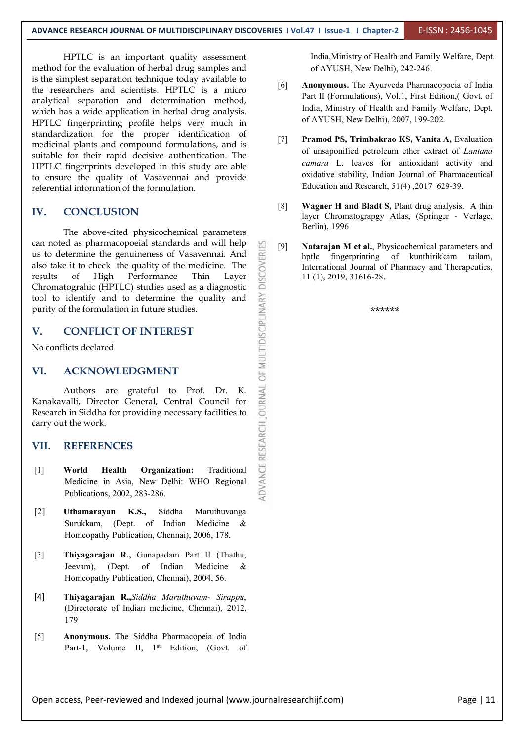HPTLC is an important quality assessment method for the evaluation of herbal drug samples and is the simplest separation technique today available to the researchers and scientists. HPTLC is a micro analytical separation and determination method, which has a wide application in herbal drug analysis. HPTLC fingerprinting profile helps very much in standardization for the proper identification of medicinal plants and compound formulations, and is suitable for their rapid decisive authentication. The HPTLC fingerprints developed in this study are able to ensure the quality of Vasavennai and provide referential information of the formulation.

## IV. CONCLUSION

The above-cited physicochemical parameters can noted as pharmacopoeial standards and will help us to determine the genuineness of Vasavennai. And also take it to check the quality of the medicine. The results of High Performance Thin Layer Chromatograhic (HPTLC) studies used as a diagnostic tool to identify and to determine the quality and purity of the formulation in future studies.

## V. CONFLICT OF INTEREST

No conflicts declared

## VI. ACKNOWLEDGMENT

Authors are grateful to Prof. Dr. K. Kanakavalli, Director General, Central Council for Research in Siddha for providing necessary facilities to carry out the work.

## VII. REFERENCES

[1] **World Health Organization:** Traditional Medicine in Asia, New Delhi: WHO Regional Publications, 2002, 283-286.

[2] **Uthamarayan K.S.,** Siddha Maruthuvanga Surukkam, (Dept. of Indian Medicine & Homeopathy Publication, Chennai), 2006, 178.

[3] **Thiyagarajan R.,** Gunapadam Part II (Thathu, Jeevam), (Dept. of Indian Medicine & Homeopathy Publication, Chennai), 2004, 56.

[4] **Thiyagarajan R.,** *Siddha Maruthuvam- Sirappu*, (Directorate of Indian medicine, Chennai), 2012, 179

[5] **Anonymous.** The Siddha Pharmacopeia of India Part-1, Volume II, 1st Edition, (Govt. of India,Ministry of Health and Family Welfare, Dept. of AYUSH, New Delhi), 242-246.

[6] **Anonymous.** The Ayurveda Pharmacopoeia of India Part II (Formulations), Vol.1, First Edition,( Govt. of India, Ministry of Health and Family Welfare, Dept. of AYUSH, New Delhi), 2007, 199-202.

[7] **Pramod PS, Trimbakrao KS, Vanita A,** Evaluation of unsaponified petroleum ether extract of *Lantana camara* L. leaves for antioxidant activity and oxidative stability, Indian Journal of Pharmaceutical Education and Research, 51(4) ,2017 629-39.

[8] **Wagner H and Bladt S,** Plant drug analysis. A thin layer Chromatograpgy Atlas, (Springer - Verlage, Berlin), 1996

[9] **Natarajan M et al.**, Physicochemical parameters and hptlc fingerprinting of kunthirikkam tailam, International Journal of Pharmacy and Therapeutics, 11 (1), 2019, 31616-28.

******